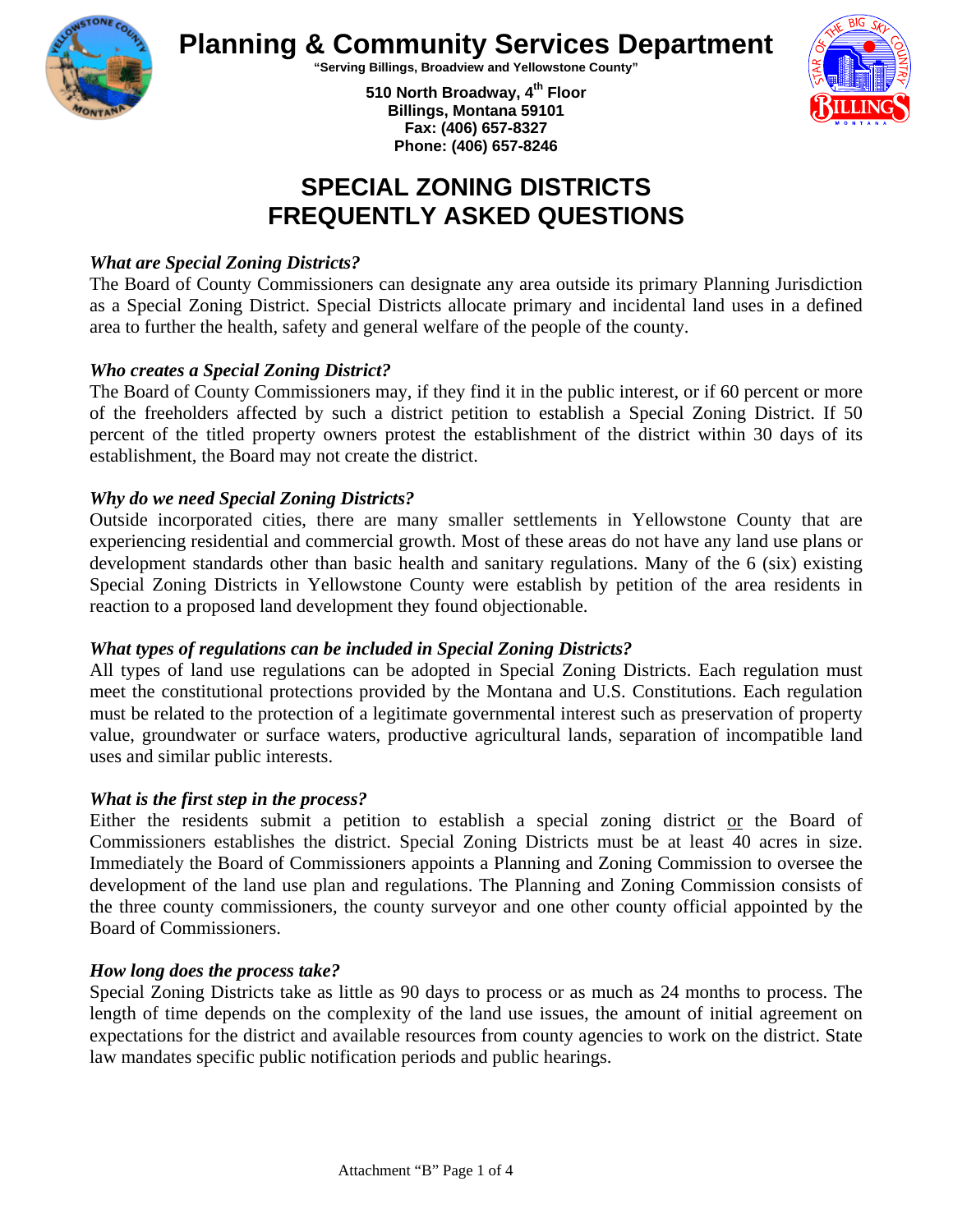# Planning & Community Services Department

**"Serving Billings, Broadview and Yellowstone County"**

**510 North Broadway, 4th Floor**
**Billings, Montana 59101**
**Fax: (406) 657-8327**
**Phone: (406) 657-8246**

# SPECIAL ZONING DISTRICTS FREQUENTLY ASKED QUESTIONS

### *What are Special Zoning Districts?*

The Board of County Commissioners can designate any area outside its primary Planning Jurisdiction as a Special Zoning District. Special Districts allocate primary and incidental land uses in a defined area to further the health, safety and general welfare of the people of the county.

### *Who creates a Special Zoning District?*

The Board of County Commissioners may, if they find it in the public interest, or if 60 percent or more of the freeholders affected by such a district petition to establish a Special Zoning District. If 50 percent of the titled property owners protest the establishment of the district within 30 days of its establishment, the Board may not create the district.

### *Why do we need Special Zoning Districts?*

Outside incorporated cities, there are many smaller settlements in Yellowstone County that are experiencing residential and commercial growth. Most of these areas do not have any land use plans or development standards other than basic health and sanitary regulations. Many of the 6 (six) existing Special Zoning Districts in Yellowstone County were establish by petition of the area residents in reaction to a proposed land development they found objectionable.

### *What types of regulations can be included in Special Zoning Districts?*

All types of land use regulations can be adopted in Special Zoning Districts. Each regulation must meet the constitutional protections provided by the Montana and U.S. Constitutions. Each regulation must be related to the protection of a legitimate governmental interest such as preservation of property value, groundwater or surface waters, productive agricultural lands, separation of incompatible land uses and similar public interests.

### *What is the first step in the process?*

Either the residents submit a petition to establish a special zoning district or the Board of Commissioners establishes the district. Special Zoning Districts must be at least 40 acres in size. Immediately the Board of Commissioners appoints a Planning and Zoning Commission to oversee the development of the land use plan and regulations. The Planning and Zoning Commission consists of the three county commissioners, the county surveyor and one other county official appointed by the Board of Commissioners.

### *How long does the process take?*

Special Zoning Districts take as little as 90 days to process or as much as 24 months to process. The length of time depends on the complexity of the land use issues, the amount of initial agreement on expectations for the district and available resources from county agencies to work on the district. State law mandates specific public notification periods and public hearings.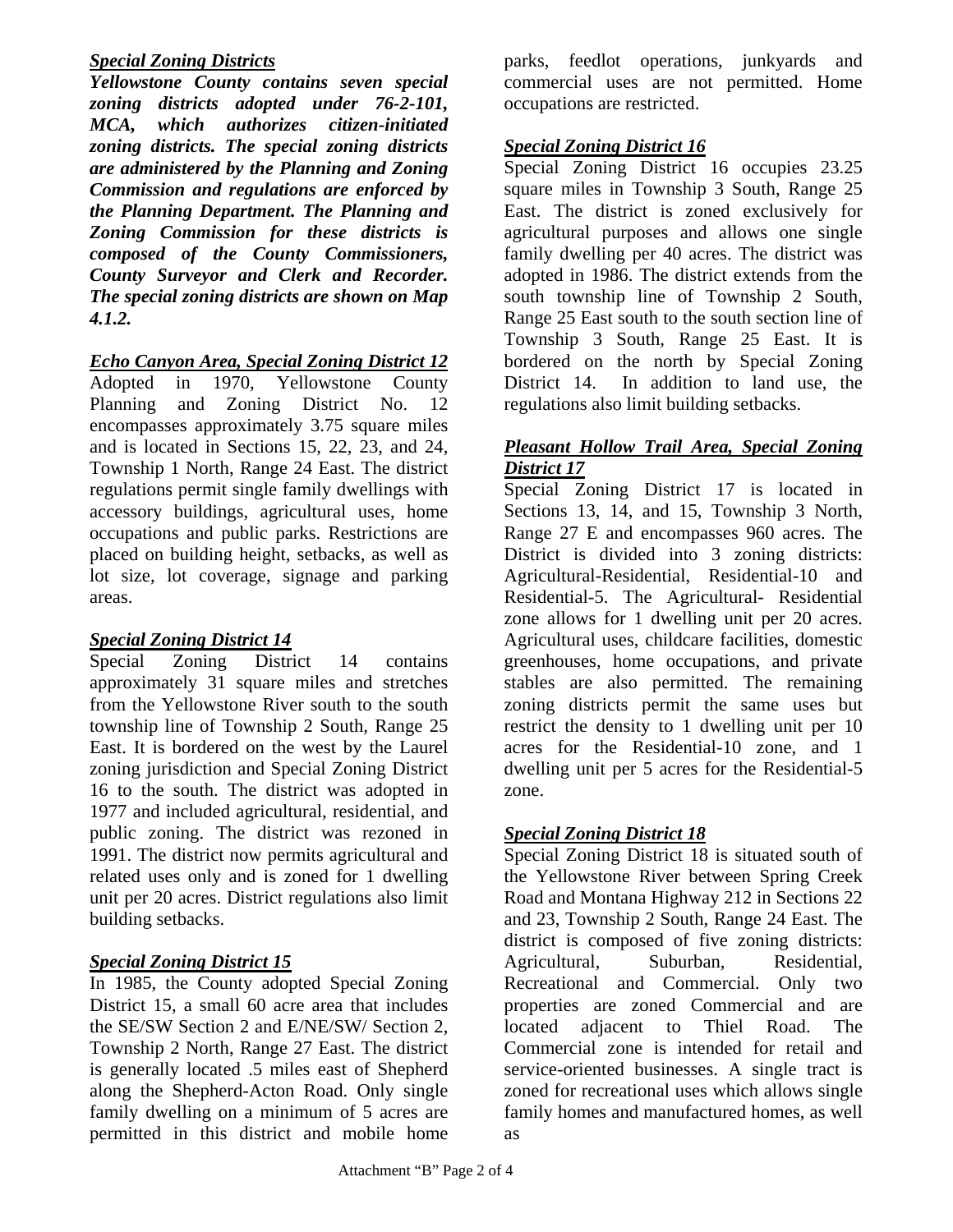### ***Special Zoning Districts***

***Yellowstone County contains seven special zoning districts adopted under 76-2-101, MCA, which authorizes citizen-initiated zoning districts. The special zoning districts are administered by the Planning and Zoning Commission and regulations are enforced by the Planning Department. The Planning and Zoning Commission for these districts is composed of the County Commissioners, County Surveyor and Clerk and Recorder. The special zoning districts are shown on Map 4.1.2.***

### ***Echo Canyon Area, Special Zoning District 12***

Adopted in 1970, Yellowstone County Planning and Zoning District No. 12 encompasses approximately 3.75 square miles and is located in Sections 15, 22, 23, and 24, Township 1 North, Range 24 East. The district regulations permit single family dwellings with accessory buildings, agricultural uses, home occupations and public parks. Restrictions are placed on building height, setbacks, as well as lot size, lot coverage, signage and parking areas.

### ***Special Zoning District 14***

Special Zoning District 14 contains approximately 31 square miles and stretches from the Yellowstone River south to the south township line of Township 2 South, Range 25 East. It is bordered on the west by the Laurel zoning jurisdiction and Special Zoning District 16 to the south. The district was adopted in 1977 and included agricultural, residential, and public zoning. The district was rezoned in 1991. The district now permits agricultural and related uses only and is zoned for 1 dwelling unit per 20 acres. District regulations also limit building setbacks.

### ***Special Zoning District 15***

In 1985, the County adopted Special Zoning District 15, a small 60 acre area that includes the SE/SW Section 2 and E/NE/SW/ Section 2, Township 2 North, Range 27 East. The district is generally located .5 miles east of Shepherd along the Shepherd-Acton Road. Only single family dwelling on a minimum of 5 acres are permitted in this district and mobile home parks, feedlot operations, junkyards and commercial uses are not permitted. Home occupations are restricted.

### ***Special Zoning District 16***

Special Zoning District 16 occupies 23.25 square miles in Township 3 South, Range 25 East. The district is zoned exclusively for agricultural purposes and allows one single family dwelling per 40 acres. The district was adopted in 1986. The district extends from the south township line of Township 2 South, Range 25 East south to the south section line of Township 3 South, Range 25 East. It is bordered on the north by Special Zoning District 14. In addition to land use, the regulations also limit building setbacks.

### ***Pleasant Hollow Trail Area, Special Zoning District 17***

Special Zoning District 17 is located in Sections 13, 14, and 15, Township 3 North, Range 27 E and encompasses 960 acres. The District is divided into 3 zoning districts: Agricultural-Residential, Residential-10 and Residential-5. The Agricultural- Residential zone allows for 1 dwelling unit per 20 acres. Agricultural uses, childcare facilities, domestic greenhouses, home occupations, and private stables are also permitted. The remaining zoning districts permit the same uses but restrict the density to 1 dwelling unit per 10 acres for the Residential-10 zone, and 1 dwelling unit per 5 acres for the Residential-5 zone.

### ***Special Zoning District 18***

Special Zoning District 18 is situated south of the Yellowstone River between Spring Creek Road and Montana Highway 212 in Sections 22 and 23, Township 2 South, Range 24 East. The district is composed of five zoning districts: Agricultural, Suburban, Residential, Recreational and Commercial. Only two properties are zoned Commercial and are located adjacent to Thiel Road. The Commercial zone is intended for retail and service-oriented businesses. A single tract is zoned for recreational uses which allows single family homes and manufactured homes, as well as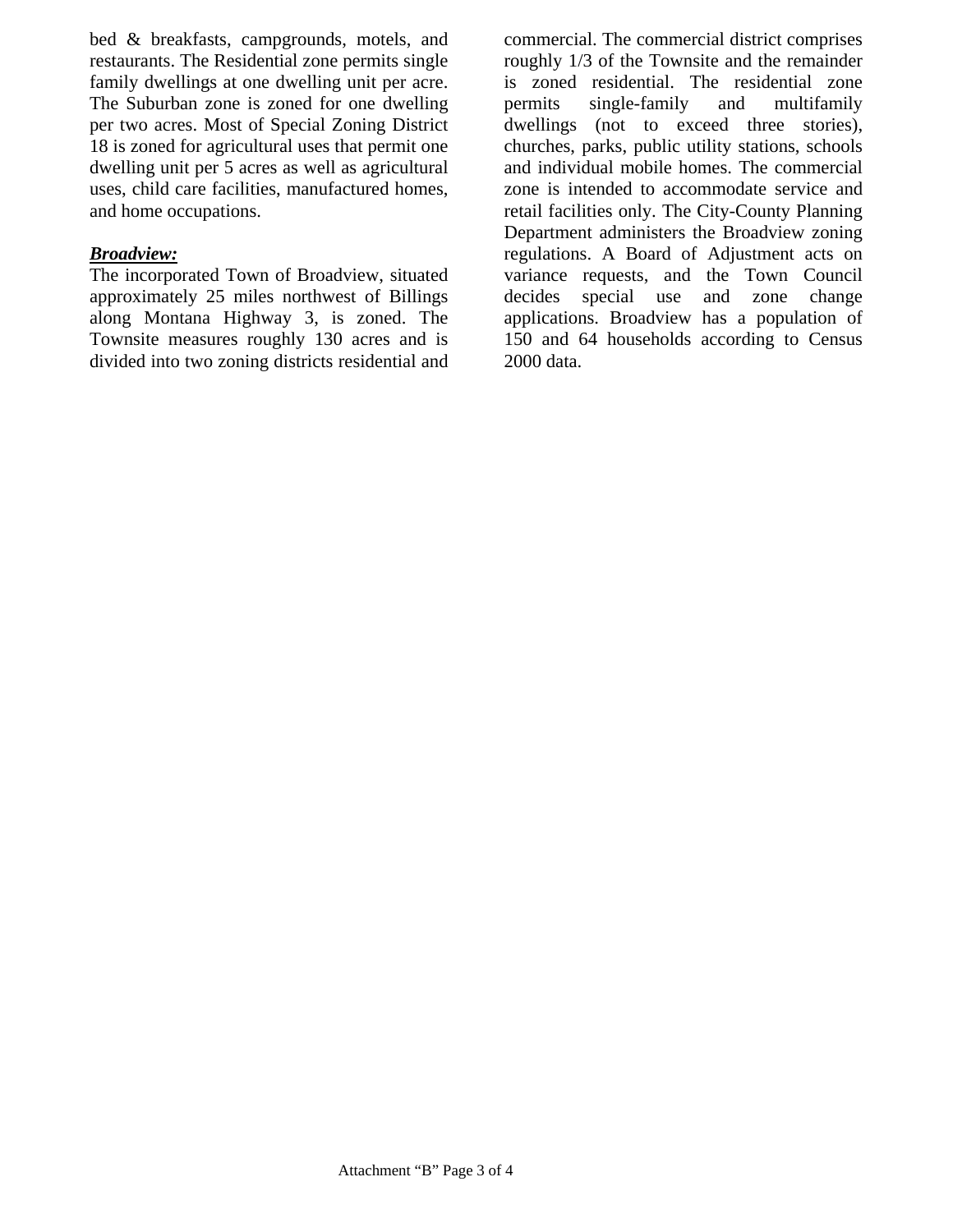bed & breakfasts, campgrounds, motels, and restaurants. The Residential zone permits single family dwellings at one dwelling unit per acre. The Suburban zone is zoned for one dwelling per two acres. Most of Special Zoning District 18 is zoned for agricultural uses that permit one dwelling unit per 5 acres as well as agricultural uses, child care facilities, manufactured homes, and home occupations.

***Broadview:***

The incorporated Town of Broadview, situated approximately 25 miles northwest of Billings along Montana Highway 3, is zoned. The Townsite measures roughly 130 acres and is divided into two zoning districts residential and commercial. The commercial district comprises roughly 1/3 of the Townsite and the remainder is zoned residential. The residential zone permits single-family and multifamily dwellings (not to exceed three stories), churches, parks, public utility stations, schools and individual mobile homes. The commercial zone is intended to accommodate service and retail facilities only. The City-County Planning Department administers the Broadview zoning regulations. A Board of Adjustment acts on variance requests, and the Town Council decides special use and zone change applications. Broadview has a population of 150 and 64 households according to Census 2000 data.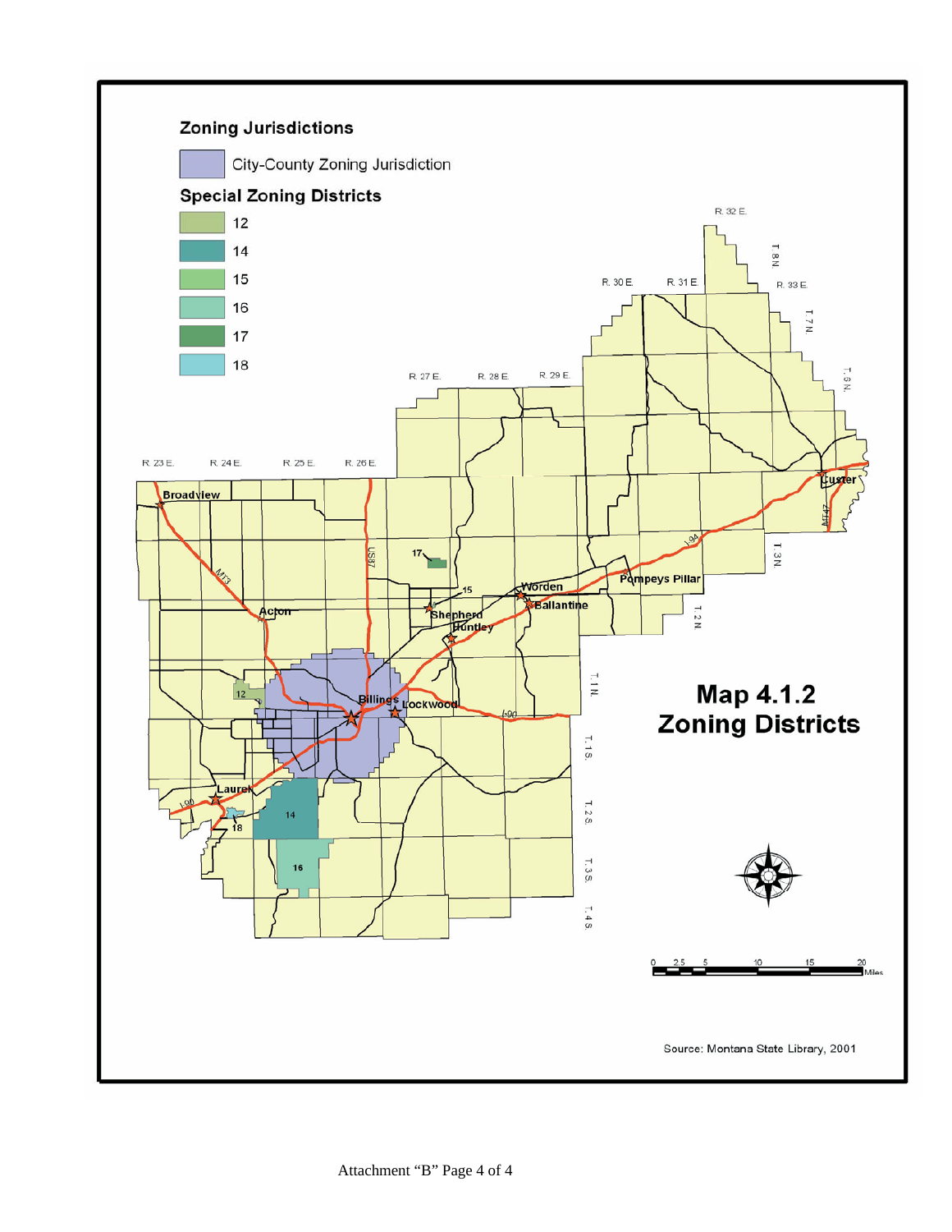# Map 4.1.2 Zoning Districts

**Zoning Jurisdictions**

City-County Zoning Jurisdiction

**Special Zoning Districts**

12

14

15

16

17

18

R. 23 E.
R. 24 E.
R. 25 E.
R. 26 E.
R. 27 E.
R. 28 E.
R. 29 E.
R. 30 E.
R. 31 E.
R. 32 E.
R. 33 E.

T. 8 N.
T. 7 N.
T. 6 N.
T. 3 N.
T. 2 N.
T. 1 N.
T. 1 S.
T. 2 S.
T. 3 S.
T. 4 S.

Broadview
Acton
Shepherd
Huntley
Worden
Ballantine
Pompeys Pillar
Custer
Billings
Lockwood
Laurel

US87
MT3
I-94
MT47
I-90

0 2.5 5 10 15 20 Miles

Source: Montana State Library, 2001

Attachment "B" Page 4 of 4